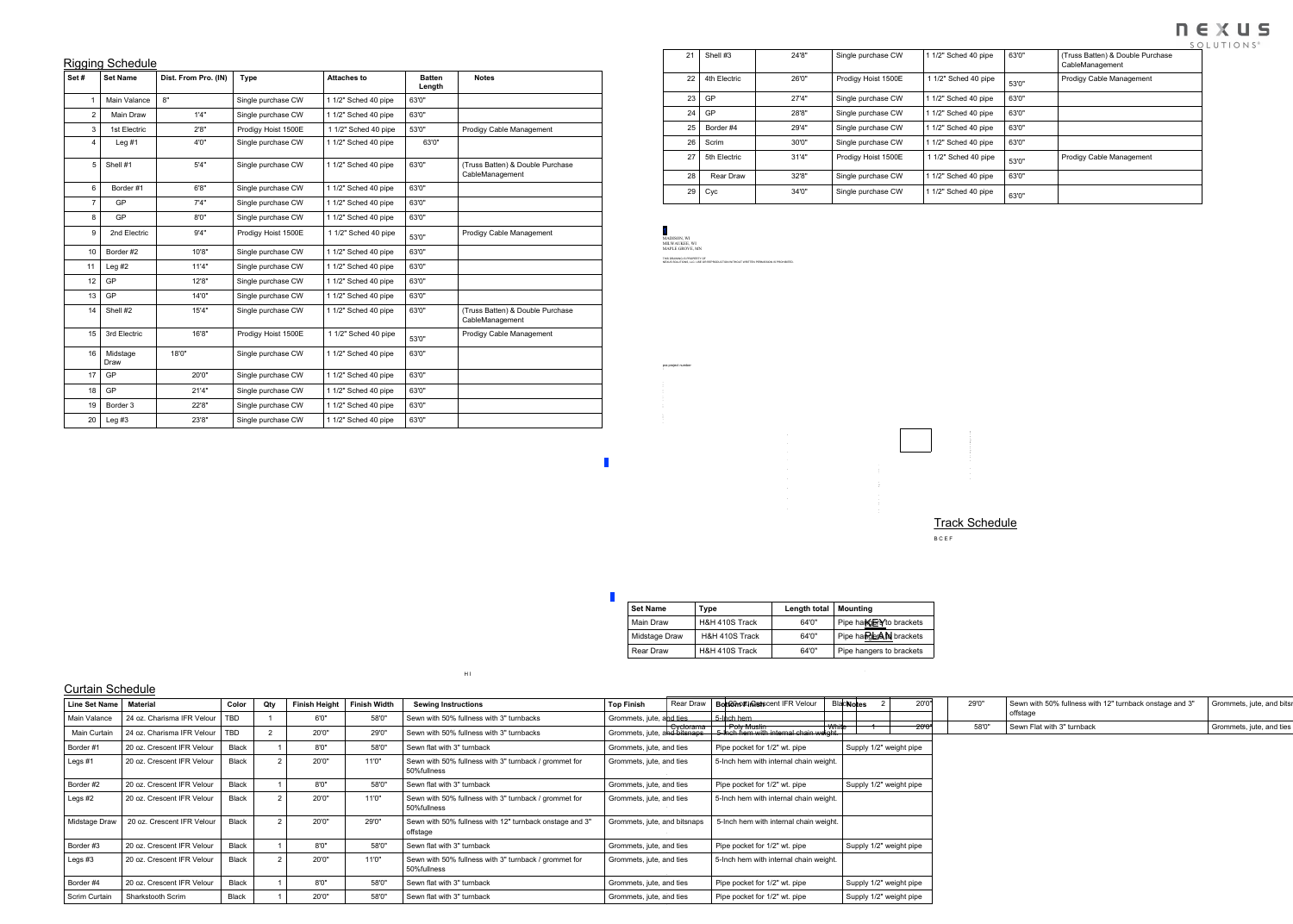# Rigging Schedule

| Set # | Set Name | Dist. From Pro. (IN) | Type | Attaches to | Batten Length | Notes |
|---|---|---|---|---|---|---|
| 1 | Main Valance | 8" | Single purchase CW | 1 1/2" Sched 40 pipe | 63'0" | |
| 2 | Main Draw | 1'4" | Single purchase CW | 1 1/2" Sched 40 pipe | 63'0" | |
| 3 | 1st Electric | 2'8" | Prodigy Hoist 1500E | 1 1/2" Sched 40 pipe | 53'0" | Prodigy Cable Management |
| 4 | Leg #1 | 4'0" | Single purchase CW | 1 1/2" Sched 40 pipe | 63'0" | |
| 5 | Shell #1 | 5'4" | Single purchase CW | 1 1/2" Sched 40 pipe | 63'0" | (Truss Batten) & Double Purchase CableManagement |
| 6 | Border #1 | 6'8" | Single purchase CW | 1 1/2" Sched 40 pipe | 63'0" | |
| 7 | GP | 7'4" | Single purchase CW | 1 1/2" Sched 40 pipe | 63'0" | |
| 8 | GP | 8'0" | Single purchase CW | 1 1/2" Sched 40 pipe | 63'0" | |
| 9 | 2nd Electric | 9'4" | Prodigy Hoist 1500E | 1 1/2" Sched 40 pipe | 53'0" | Prodigy Cable Management |
| 10 | Border #2 | 10'8" | Single purchase CW | 1 1/2" Sched 40 pipe | 63'0" | |
| 11 | Leg #2 | 11'4" | Single purchase CW | 1 1/2" Sched 40 pipe | 63'0" | |
| 12 | GP | 12'8" | Single purchase CW | 1 1/2" Sched 40 pipe | 63'0" | |
| 13 | GP | 14'0" | Single purchase CW | 1 1/2" Sched 40 pipe | 63'0" | |
| 14 | Shell #2 | 15'4" | Single purchase CW | 1 1/2" Sched 40 pipe | 63'0" | (Truss Batten) & Double Purchase CableManagement |
| 15 | 3rd Electric | 16'8" | Prodigy Hoist 1500E | 1 1/2" Sched 40 pipe | 53'0" | Prodigy Cable Management |
| 16 | Midstage Draw | 18'0" | Single purchase CW | 1 1/2" Sched 40 pipe | 63'0" | |
| 17 | GP | 20'0" | Single purchase CW | 1 1/2" Sched 40 pipe | 63'0" | |
| 18 | GP | 21'4" | Single purchase CW | 1 1/2" Sched 40 pipe | 63'0" | |
| 19 | Border 3 | 22'8" | Single purchase CW | 1 1/2" Sched 40 pipe | 63'0" | |
| 20 | Leg #3 | 23'8" | Single purchase CW | 1 1/2" Sched 40 pipe | 63'0" | |
| 21 | Shell #3 | 24'8" | Single purchase CW | 1 1/2" Sched 40 pipe | 63'0" | (Truss Batten) & Double Purchase CableManagement |
| 22 | 4th Electric | 26'0" | Prodigy Hoist 1500E | 1 1/2" Sched 40 pipe | 53'0" | Prodigy Cable Management |
| 23 | GP | 27'4" | Single purchase CW | 1 1/2" Sched 40 pipe | 63'0" | |
| 24 | GP | 28'8" | Single purchase CW | 1 1/2" Sched 40 pipe | 63'0" | |
| 25 | Border #4 | 29'4" | Single purchase CW | 1 1/2" Sched 40 pipe | 63'0" | |
| 26 | Scrim | 30'0" | Single purchase CW | 1 1/2" Sched 40 pipe | 63'0" | |
| 27 | 5th Electric | 31'4" | Prodigy Hoist 1500E | 1 1/2" Sched 40 pipe | 53'0" | Prodigy Cable Management |
| 28 | Rear Draw | 32'8" | Single purchase CW | 1 1/2" Sched 40 pipe | 63'0" | |
| 29 | Cyc | 34'0" | Single purchase CW | 1 1/2" Sched 40 pipe | 63'0" | |

MADISON, WI
MILWAUKEE, WI
MAPLE GROVE, MN

THIS DRAWING IS PROPERTY OF NEXUS SOLUTIONS, LLC. USE OR REPRODUCTION WITHOUT WRITTEN PERMISSION IS PROHIBITED.

# Track Schedule

| Set Name | Type | Length total | Mounting |
|---|---|---|---|
| Main Draw | H&H 410S Track | 64'0" | Pipe hangers to brackets |
| Midstage Draw | H&H 410S Track | 64'0" | Pipe hangers to brackets |
| Rear Draw | H&H 410S Track | 64'0" | Pipe hangers to brackets |

KEY PLAN

# Curtain Schedule

| Line Set Name | Material | Color | Qty | Finish Height | Finish Width | Sewing Instructions | Top Finish | Bottom Finish | Notes |
|---|---|---|---|---|---|---|---|---|---|
| Main Valance | 24 oz. Charisma IFR Velour | TBD | 1 | 6'0" | 58'0" | Sewn with 50% fullness with 3" turnbacks | Grommets, jute, and ties | 5-Inch hem | |
| Main Curtain | 24 oz. Charisma IFR Velour | TBD | 2 | 20'0" | 29'0" | Sewn with 50% fullness with 3" turnbacks | Grommets, jute, and bitsnaps | 5-Inch hem with internal chain weight. | |
| Border #1 | 20 oz. Crescent IFR Velour | Black | 1 | 8'0" | 58'0" | Sewn flat with 3" turnback | Grommets, jute, and ties | Pipe pocket for 1/2" wt. pipe | Supply 1/2" weight pipe |
| Legs #1 | 20 oz. Crescent IFR Velour | Black | 2 | 20'0" | 11'0" | Sewn with 50% fullness with 3" turnback / grommet for 50%fullness | Grommets, jute, and ties | 5-Inch hem with internal chain weight. | |
| Border #2 | 20 oz. Crescent IFR Velour | Black | 1 | 8'0" | 58'0" | Sewn flat with 3" turnback | Grommets, jute, and ties | Pipe pocket for 1/2" wt. pipe | Supply 1/2" weight pipe |
| Legs #2 | 20 oz. Crescent IFR Velour | Black | 2 | 20'0" | 11'0" | Sewn with 50% fullness with 3" turnback / grommet for 50%fullness | Grommets, jute, and ties | 5-Inch hem with internal chain weight. | |
| Midstage Draw | 20 oz. Crescent IFR Velour | Black | 2 | 20'0" | 29'0" | Sewn with 50% fullness with 12" turnback onstage and 3" offstage | Grommets, jute, and bitsnaps | 5-Inch hem with internal chain weight. | |
| Border #3 | 20 oz. Crescent IFR Velour | Black | 1 | 8'0" | 58'0" | Sewn flat with 3" turnback | Grommets, jute, and ties | Pipe pocket for 1/2" wt. pipe | Supply 1/2" weight pipe |
| Legs #3 | 20 oz. Crescent IFR Velour | Black | 2 | 20'0" | 11'0" | Sewn with 50% fullness with 3" turnback / grommet for 50%fullness | Grommets, jute, and ties | 5-Inch hem with internal chain weight. | |
| Border #4 | 20 oz. Crescent IFR Velour | Black | 1 | 8'0" | 58'0" | Sewn flat with 3" turnback | Grommets, jute, and ties | Pipe pocket for 1/2" wt. pipe | Supply 1/2" weight pipe |
| Scrim Curtain | Sharkstooth Scrim | Black | 1 | 20'0" | 58'0" | Sewn flat with 3" turnback | Grommets, jute, and ties | Pipe pocket for 1/2" wt. pipe | Supply 1/2" weight pipe |
| Rear Draw | 20 oz. Crescent IFR Velour | Black | 2 | 20'0" | 29'0" | Sewn with 50% fullness with 12" turnback onstage and 3" offstage | Grommets, jute, and bitsnaps | | |
| Cyclorama | Poly Muslin | White | 1 | 28'0" | 58'0" | Sewn Flat with 3" turnback | Grommets, jute, and ties | | |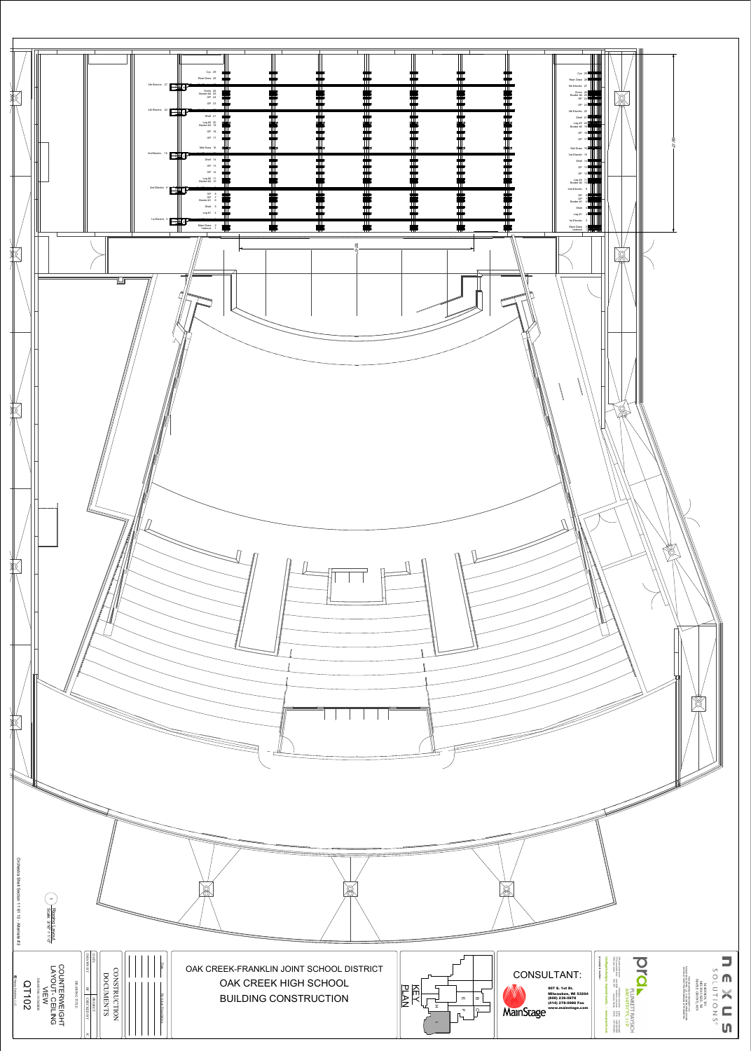Cyc 29
Rear Draw 28
5th Electric 27
Scrim 26
Border #4 25
GP 24
GP 23
4th Electric 22
Shell 21
Leg #3 20
Border #3 19
GP 18
GP 17
Mid Draw 16
3rd Electric 15
Shell 14
GP 13
GP 12
Leg #2 11
Border #2 10
2nd Electric 9
GP 8
GP 7
Border #1 6
Shell 5
Leg #1 4
1st Electric 3
Main Draw 2
Valence 1

Orchestra Shell Section 1 / 01 13 - Alternate #3

Rigging Layout
Scale: 3/16" = 1'-0"

OAK CREEK-FRANKLIN JOINT SCHOOL DISTRICT
OAK CREEK HIGH SCHOOL
BUILDING CONSTRUCTION

KEY PLAN

CONSULTANT:

MainStage

907 S. 1st St.
Milwaukee, WI 53204
(800) 236-0878
(414) 278-0086 Fax
www.mainstage.com

PLUNKETT RAYSICH ARCHITECTS, LLP

nexus SOLUTIONS

CONSTRUCTION DOCUMENTS

COUNTERWEIGHT LAYOUT- CEILING VIEW

QT102